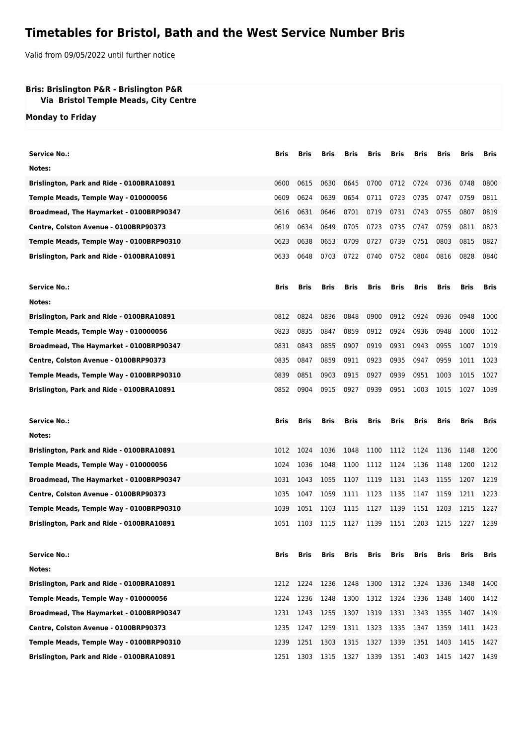# Timetables for Bristol, Bath and the West Service Number Bris

Valid from 09/05/2022 until further notice

**Bris: Brislington P&R - Brislington P&R**
**Via Bristol Temple Meads, City Centre**

**Monday to Friday**

| Service No.: | Bris | Bris | Bris | Bris | Bris | Bris | Bris | Bris | Bris | Bris |
|---|---|---|---|---|---|---|---|---|---|---|
| Notes: | | | | | | | | | | |
| Brislington, Park and Ride - 0100BRA10891 | 0600 | 0615 | 0630 | 0645 | 0700 | 0712 | 0724 | 0736 | 0748 | 0800 |
| Temple Meads, Temple Way - 010000056 | 0609 | 0624 | 0639 | 0654 | 0711 | 0723 | 0735 | 0747 | 0759 | 0811 |
| Broadmead, The Haymarket - 0100BRP90347 | 0616 | 0631 | 0646 | 0701 | 0719 | 0731 | 0743 | 0755 | 0807 | 0819 |
| Centre, Colston Avenue - 0100BRP90373 | 0619 | 0634 | 0649 | 0705 | 0723 | 0735 | 0747 | 0759 | 0811 | 0823 |
| Temple Meads, Temple Way - 0100BRP90310 | 0623 | 0638 | 0653 | 0709 | 0727 | 0739 | 0751 | 0803 | 0815 | 0827 |
| Brislington, Park and Ride - 0100BRA10891 | 0633 | 0648 | 0703 | 0722 | 0740 | 0752 | 0804 | 0816 | 0828 | 0840 |

| Service No.: | Bris | Bris | Bris | Bris | Bris | Bris | Bris | Bris | Bris | Bris |
|---|---|---|---|---|---|---|---|---|---|---|
| Notes: | | | | | | | | | | |
| Brislington, Park and Ride - 0100BRA10891 | 0812 | 0824 | 0836 | 0848 | 0900 | 0912 | 0924 | 0936 | 0948 | 1000 |
| Temple Meads, Temple Way - 010000056 | 0823 | 0835 | 0847 | 0859 | 0912 | 0924 | 0936 | 0948 | 1000 | 1012 |
| Broadmead, The Haymarket - 0100BRP90347 | 0831 | 0843 | 0855 | 0907 | 0919 | 0931 | 0943 | 0955 | 1007 | 1019 |
| Centre, Colston Avenue - 0100BRP90373 | 0835 | 0847 | 0859 | 0911 | 0923 | 0935 | 0947 | 0959 | 1011 | 1023 |
| Temple Meads, Temple Way - 0100BRP90310 | 0839 | 0851 | 0903 | 0915 | 0927 | 0939 | 0951 | 1003 | 1015 | 1027 |
| Brislington, Park and Ride - 0100BRA10891 | 0852 | 0904 | 0915 | 0927 | 0939 | 0951 | 1003 | 1015 | 1027 | 1039 |

| Service No.: | Bris | Bris | Bris | Bris | Bris | Bris | Bris | Bris | Bris | Bris |
|---|---|---|---|---|---|---|---|---|---|---|
| Notes: | | | | | | | | | | |
| Brislington, Park and Ride - 0100BRA10891 | 1012 | 1024 | 1036 | 1048 | 1100 | 1112 | 1124 | 1136 | 1148 | 1200 |
| Temple Meads, Temple Way - 010000056 | 1024 | 1036 | 1048 | 1100 | 1112 | 1124 | 1136 | 1148 | 1200 | 1212 |
| Broadmead, The Haymarket - 0100BRP90347 | 1031 | 1043 | 1055 | 1107 | 1119 | 1131 | 1143 | 1155 | 1207 | 1219 |
| Centre, Colston Avenue - 0100BRP90373 | 1035 | 1047 | 1059 | 1111 | 1123 | 1135 | 1147 | 1159 | 1211 | 1223 |
| Temple Meads, Temple Way - 0100BRP90310 | 1039 | 1051 | 1103 | 1115 | 1127 | 1139 | 1151 | 1203 | 1215 | 1227 |
| Brislington, Park and Ride - 0100BRA10891 | 1051 | 1103 | 1115 | 1127 | 1139 | 1151 | 1203 | 1215 | 1227 | 1239 |

| Service No.: | Bris | Bris | Bris | Bris | Bris | Bris | Bris | Bris | Bris | Bris |
|---|---|---|---|---|---|---|---|---|---|---|
| Notes: | | | | | | | | | | |
| Brislington, Park and Ride - 0100BRA10891 | 1212 | 1224 | 1236 | 1248 | 1300 | 1312 | 1324 | 1336 | 1348 | 1400 |
| Temple Meads, Temple Way - 010000056 | 1224 | 1236 | 1248 | 1300 | 1312 | 1324 | 1336 | 1348 | 1400 | 1412 |
| Broadmead, The Haymarket - 0100BRP90347 | 1231 | 1243 | 1255 | 1307 | 1319 | 1331 | 1343 | 1355 | 1407 | 1419 |
| Centre, Colston Avenue - 0100BRP90373 | 1235 | 1247 | 1259 | 1311 | 1323 | 1335 | 1347 | 1359 | 1411 | 1423 |
| Temple Meads, Temple Way - 0100BRP90310 | 1239 | 1251 | 1303 | 1315 | 1327 | 1339 | 1351 | 1403 | 1415 | 1427 |
| Brislington, Park and Ride - 0100BRA10891 | 1251 | 1303 | 1315 | 1327 | 1339 | 1351 | 1403 | 1415 | 1427 | 1439 |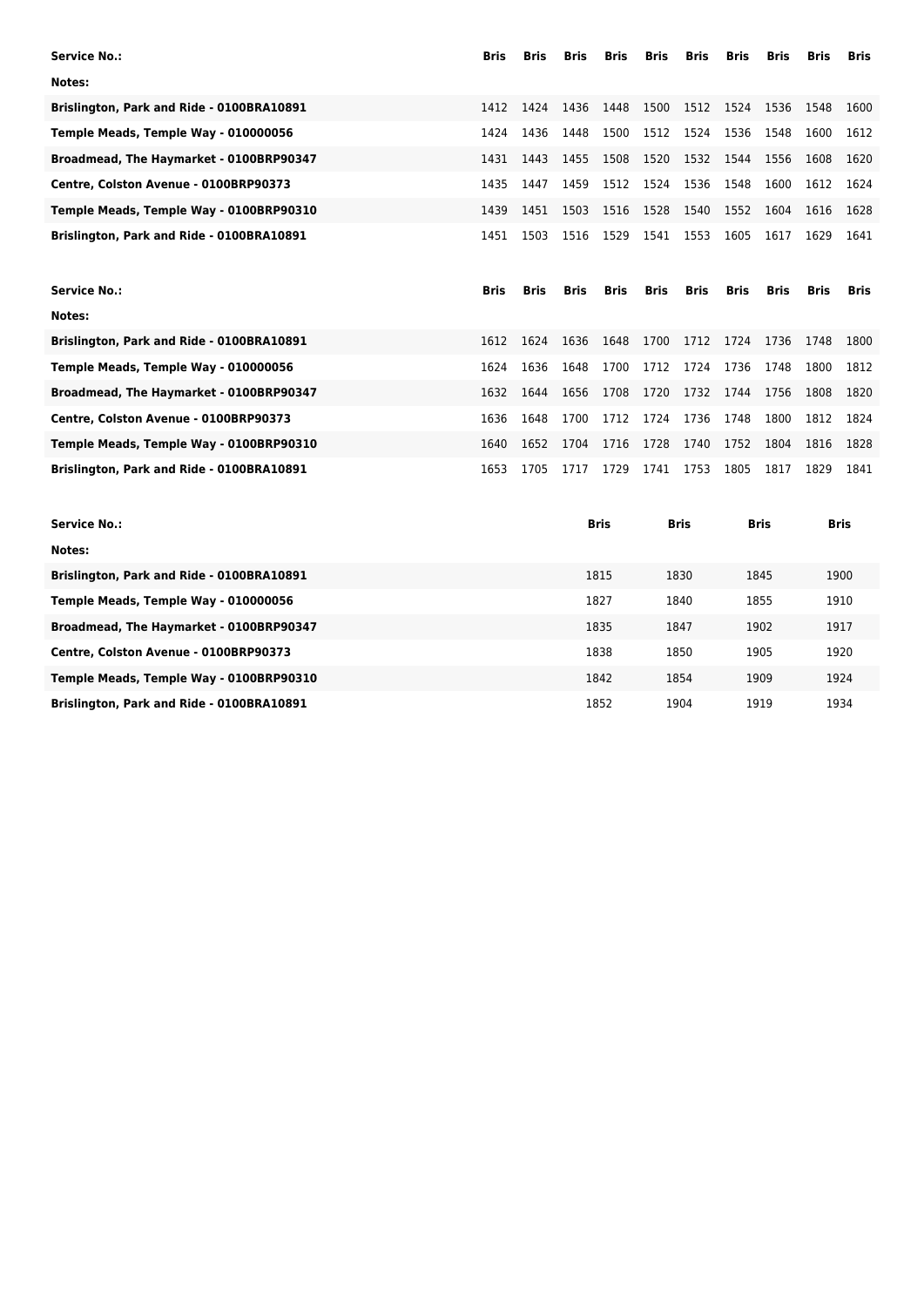| Service No.: | Bris | Bris | Bris | Bris | Bris | Bris | Bris | Bris | Bris | Bris |
| --- | --- | --- | --- | --- | --- | --- | --- | --- | --- | --- |
| Notes: | | | | | | | | | | |
| Brislington, Park and Ride - 0100BRA10891 | 1412 | 1424 | 1436 | 1448 | 1500 | 1512 | 1524 | 1536 | 1548 | 1600 |
| Temple Meads, Temple Way - 010000056 | 1424 | 1436 | 1448 | 1500 | 1512 | 1524 | 1536 | 1548 | 1600 | 1612 |
| Broadmead, The Haymarket - 0100BRP90347 | 1431 | 1443 | 1455 | 1508 | 1520 | 1532 | 1544 | 1556 | 1608 | 1620 |
| Centre, Colston Avenue - 0100BRP90373 | 1435 | 1447 | 1459 | 1512 | 1524 | 1536 | 1548 | 1600 | 1612 | 1624 |
| Temple Meads, Temple Way - 0100BRP90310 | 1439 | 1451 | 1503 | 1516 | 1528 | 1540 | 1552 | 1604 | 1616 | 1628 |
| Brislington, Park and Ride - 0100BRA10891 | 1451 | 1503 | 1516 | 1529 | 1541 | 1553 | 1605 | 1617 | 1629 | 1641 |

| Service No.: | Bris | Bris | Bris | Bris | Bris | Bris | Bris | Bris | Bris | Bris |
| --- | --- | --- | --- | --- | --- | --- | --- | --- | --- | --- |
| Notes: | | | | | | | | | | |
| Brislington, Park and Ride - 0100BRA10891 | 1612 | 1624 | 1636 | 1648 | 1700 | 1712 | 1724 | 1736 | 1748 | 1800 |
| Temple Meads, Temple Way - 010000056 | 1624 | 1636 | 1648 | 1700 | 1712 | 1724 | 1736 | 1748 | 1800 | 1812 |
| Broadmead, The Haymarket - 0100BRP90347 | 1632 | 1644 | 1656 | 1708 | 1720 | 1732 | 1744 | 1756 | 1808 | 1820 |
| Centre, Colston Avenue - 0100BRP90373 | 1636 | 1648 | 1700 | 1712 | 1724 | 1736 | 1748 | 1800 | 1812 | 1824 |
| Temple Meads, Temple Way - 0100BRP90310 | 1640 | 1652 | 1704 | 1716 | 1728 | 1740 | 1752 | 1804 | 1816 | 1828 |
| Brislington, Park and Ride - 0100BRA10891 | 1653 | 1705 | 1717 | 1729 | 1741 | 1753 | 1805 | 1817 | 1829 | 1841 |

| Service No.: | Bris | Bris | Bris | Bris |
| --- | --- | --- | --- | --- |
| Notes: | | | | |
| Brislington, Park and Ride - 0100BRA10891 | 1815 | 1830 | 1845 | 1900 |
| Temple Meads, Temple Way - 010000056 | 1827 | 1840 | 1855 | 1910 |
| Broadmead, The Haymarket - 0100BRP90347 | 1835 | 1847 | 1902 | 1917 |
| Centre, Colston Avenue - 0100BRP90373 | 1838 | 1850 | 1905 | 1920 |
| Temple Meads, Temple Way - 0100BRP90310 | 1842 | 1854 | 1909 | 1924 |
| Brislington, Park and Ride - 0100BRA10891 | 1852 | 1904 | 1919 | 1934 |